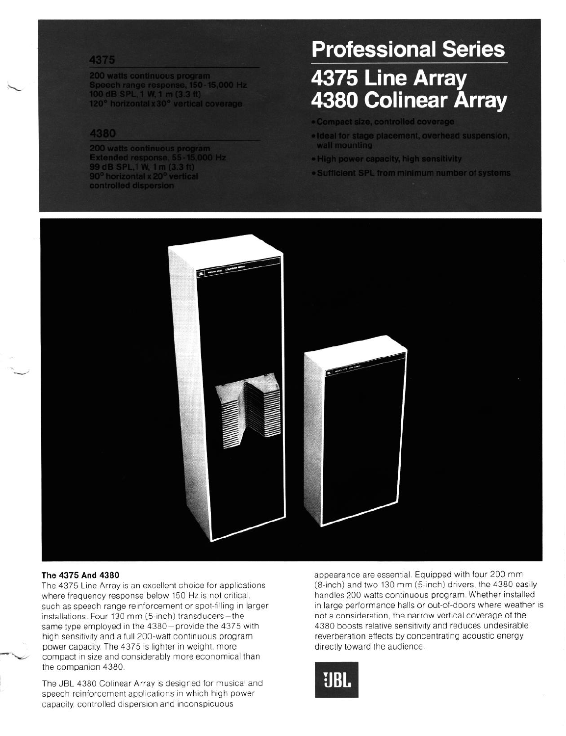# Professional Series

## 4375 Line Array
## 4380 Colinear Array

- Compact size, controlled coverage
- Ideal for stage placement, overhead suspension, wall mounting
- High power capacity, high sensitivity
- Sufficient SPL from minimum number of systems

### 4375

200 watts continuous program
Speech range response, 150-15,000 Hz
100 dB SPL, 1 W, 1 m (3.3 ft)
120° horizontal x 30° vertical coverage

### 4380

200 watts continuous program
Extended response, 55-15,000 Hz
99 dB SPL, 1 W, 1 m (3.3 ft)
90° horizontal x 20° vertical controlled dispersion

### The 4375 And 4380

The 4375 Line Array is an excellent choice for applications where frequency response below 150 Hz is not critical, such as speech range reinforcement or spot-filling in larger installations. Four 130 mm (5-inch) transducers – the same type employed in the 4380 – provide the 4375 with high sensitivity and a full 200-watt continuous program power capacity. The 4375 is lighter in weight, more compact in size and considerably more economical than the companion 4380.

The JBL 4380 Colinear Array is designed for musical and speech reinforcement applications in which high power capacity, controlled dispersion and inconspicuous appearance are essential. Equipped with four 200 mm (8-inch) and two 130 mm (5-inch) drivers, the 4380 easily handles 200 watts continuous program. Whether installed in large performance halls or out-of-doors where weather is not a consideration, the narrow vertical coverage of the 4380 boosts relative sensitivity and reduces undesirable reverberation effects by concentrating acoustic energy directly toward the audience.

JBL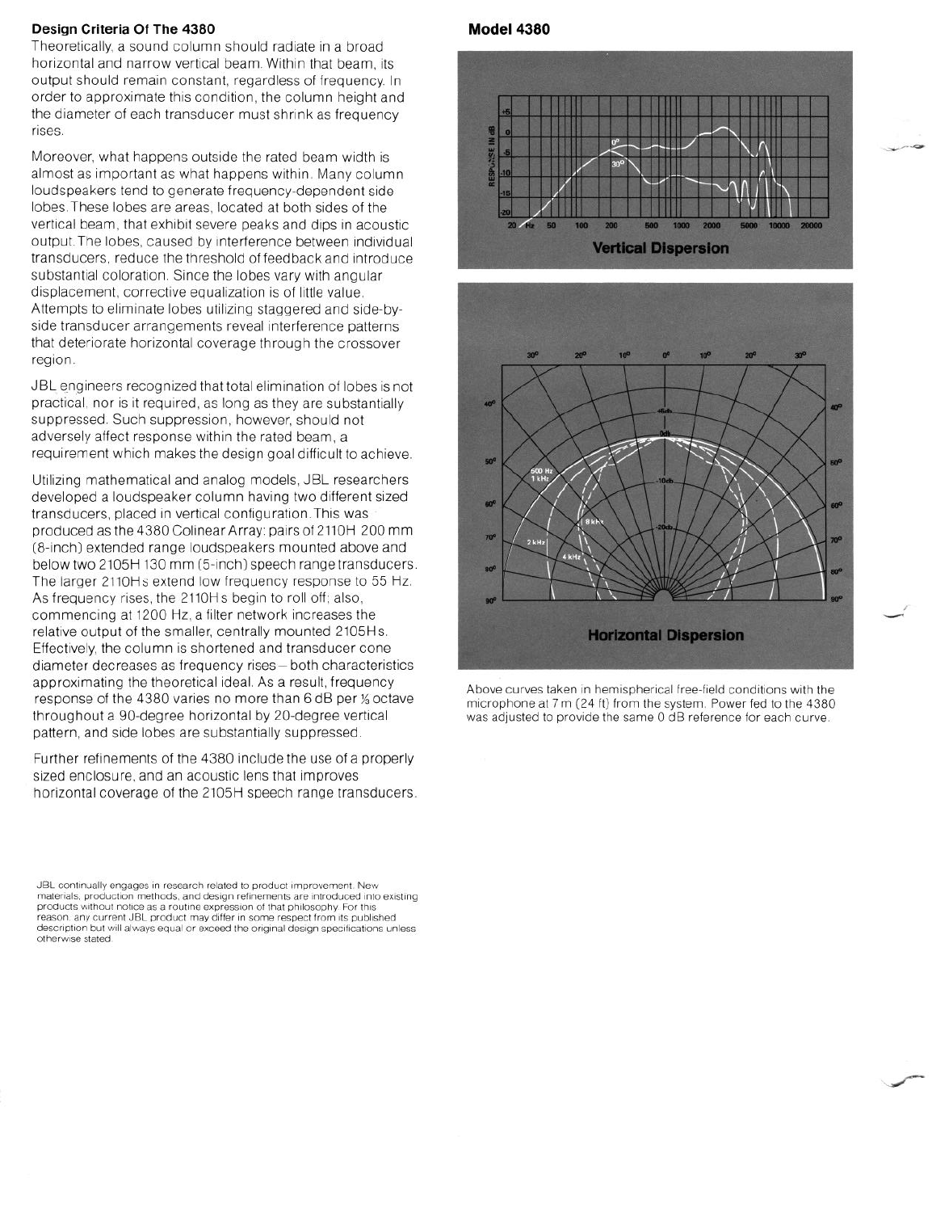## Design Criteria Of The 4380

Theoretically, a sound column should radiate in a broad horizontal and narrow vertical beam. Within that beam, its output should remain constant, regardless of frequency. In order to approximate this condition, the column height and the diameter of each transducer must shrink as frequency rises.

Moreover, what happens outside the rated beam width is almost as important as what happens within. Many column loudspeakers tend to generate frequency-dependent side lobes. These lobes are areas, located at both sides of the vertical beam, that exhibit severe peaks and dips in acoustic output. The lobes, caused by interference between individual transducers, reduce the threshold of feedback and introduce substantial coloration. Since the lobes vary with angular displacement, corrective equalization is of little value. Attempts to eliminate lobes utilizing staggered and side-by-side transducer arrangements reveal interference patterns that deteriorate horizontal coverage through the crossover region.

JBL engineers recognized that total elimination of lobes is not practical, nor is it required, as long as they are substantially suppressed. Such suppression, however, should not adversely affect response within the rated beam, a requirement which makes the design goal difficult to achieve.

Utilizing mathematical and analog models, JBL researchers developed a loudspeaker column having two different sized transducers, placed in vertical configuration. This was produced as the 4380 Colinear Array: pairs of 2110H 200 mm (8-inch) extended range loudspeakers mounted above and below two 2105H 130 mm (5-inch) speech range transducers. The larger 2110Hs extend low frequency response to 55 Hz. As frequency rises, the 2110Hs begin to roll off; also, commencing at 1200 Hz, a filter network increases the relative output of the smaller, centrally mounted 2105Hs. Effectively, the column is shortened and transducer cone diameter decreases as frequency rises—both characteristics approximating the theoretical ideal. As a result, frequency response of the 4380 varies no more than 6 dB per ⅓ octave throughout a 90-degree horizontal by 20-degree vertical pattern, and side lobes are substantially suppressed.

Further refinements of the 4380 include the use of a properly sized enclosure, and an acoustic lens that improves horizontal coverage of the 2105H speech range transducers.

JBL continually engages in research related to product improvement. New materials, production methods, and design refinements are introduced into existing products without notice as a routine expression of that philosophy. For this reason, any current JBL product may differ in some respect from its published description but will always equal or exceed the original design specifications unless otherwise stated.

## Model 4380

**Vertical Dispersion**

**Horizontal Dispersion**

Above curves taken in hemispherical free-field conditions with the microphone at 7 m (24 ft) from the system. Power fed to the 4380 was adjusted to provide the same 0 dB reference for each curve.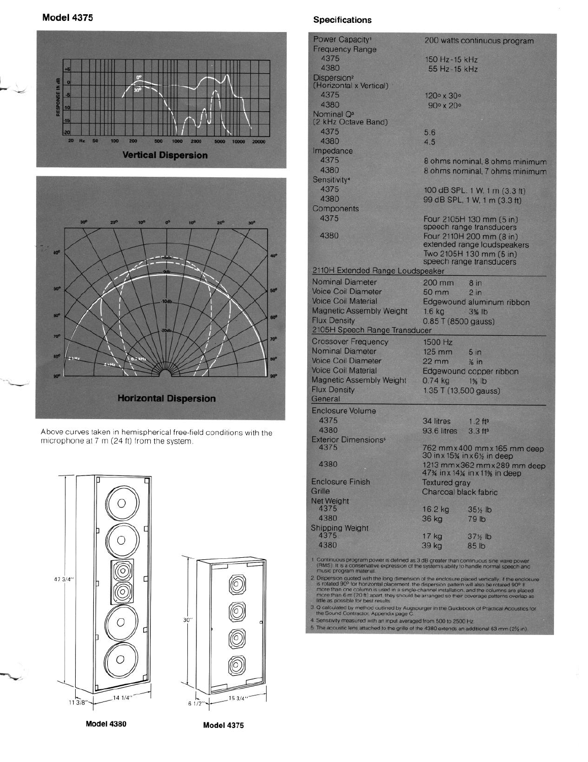## Model 4375

RESPONSE IN dB

+5
0
-5
-10
-15
-20

20 Hz 50 100 200 500 1000 2000 5000 10000 20000

0°
30°

**Vertical Dispersion**

30° 20° 10° 0° 10° 20° 30°

40° 40°
50° 50°
60° 60°
70° 70°
80° 80°
90° 90°

+6db
0db
-10db
-20db

2 kHz
4 kHz
0.5 kHz

**Horizontal Dispersion**

Above curves taken in hemispherical free-field conditions with the microphone at 7 m (24 ft) from the system.

47 3/4"
11 3/8"
14 1/4"

**Model 4380**

30"
6 1/2"
15 3/4"

**Model 4375**

## Specifications

| | |
|---|---|
| Power Capacity[1] | 200 watts continuous program |
| Frequency Range | |
| 4375 | 150 Hz-15 kHz |
| 4380 | 55 Hz-15 kHz |
| Dispersion[2] (Horizontal x Vertical) | |
| 4375 | 120° x 30° |
| 4380 | 90° x 20° |
| Nominal Q[3] (2 kHz Octave Band) | |
| 4375 | 5.6 |
| 4380 | 4.5 |
| Impedance | |
| 4375 | 8 ohms nominal, 8 ohms minimum |
| 4380 | 8 ohms nominal, 7 ohms minimum |
| Sensitivity[4] | |
| 4375 | 100 dB SPL, 1 W, 1 m (3.3 ft) |
| 4380 | 99 dB SPL, 1 W, 1 m (3.3 ft) |
| Components | |
| 4375 | Four 2105H 130 mm (5 in) speech range transducers |
| 4380 | Four 2110H 200 mm (8 in) extended range loudspeakers Two 2105H 130 mm (5 in) speech range transducers |
| **2110H Extended Range Loudspeaker** | |
| Nominal Diameter | 200 mm 8 in |
| Voice Coil Diameter | 50 mm 2 in |
| Voice Coil Material | Edgewound aluminum ribbon |
| Magnetic Assembly Weight | 1.6 kg 3⅝ lb |
| Flux Density | 0.85 T (8500 gauss) |
| **2105H Speech Range Transducer** | |
| Crossover Frequency | 1500 Hz |
| Nominal Diameter | 125 mm 5 in |
| Voice Coil Diameter | 22 mm ⅞ in |
| Voice Coil Material | Edgewound copper ribbon |
| Magnetic Assembly Weight | 0.74 kg 1⅝ lb |
| Flux Density | 1.35 T (13,500 gauss) |
| **General** | |
| Enclosure Volume | |
| 4375 | 34 litres 1.2 ft³ |
| 4380 | 93.6 litres 3.3 ft³ |
| Exterior Dimensions[5] | |
| 4375 | 762 mm x 400 mm x 165 mm deep 30 in x 15¾ in x 6½ in deep |
| 4380 | 1213 mm x 362 mm x 289 mm deep 47¾ in x 14¼ in x 11⅜ in deep |
| Enclosure Finish | Textured gray |
| Grille | Charcoal black fabric |
| Net Weight | |
| 4375 | 16.2 kg 35½ lb |
| 4380 | 36 kg 79 lb |
| Shipping Weight | |
| 4375 | 17 kg 37½ lb |
| 4380 | 39 kg 85 lb |

1. Continuous program power is defined as 3 dB greater than continuous sine wave power (RMS). It is a conservative expression of the systems ability to handle normal speech and music program material.
2. Dispersion quoted with the long dimension of the enclosure placed vertically; if the enclosure is rotated 90° for horizontal placement, the dispersion pattern will also be rotated 90°. If more than one column is used in a single-channel installation, and the columns are placed more than 6 m (20 ft) apart, they should be arranged so their coverage patterns overlap as little as possible for best results.
3. Q calculated by method outlined by Augspurger in the Guidebook of Practical Acoustics for the Sound Contractor, Appendix page C.
4. Sensitivity measured with an input averaged from 500 to 2500 Hz.
5. The acoustic lens attached to the grille of the 4380 extends an additional 63 mm (2½ in).